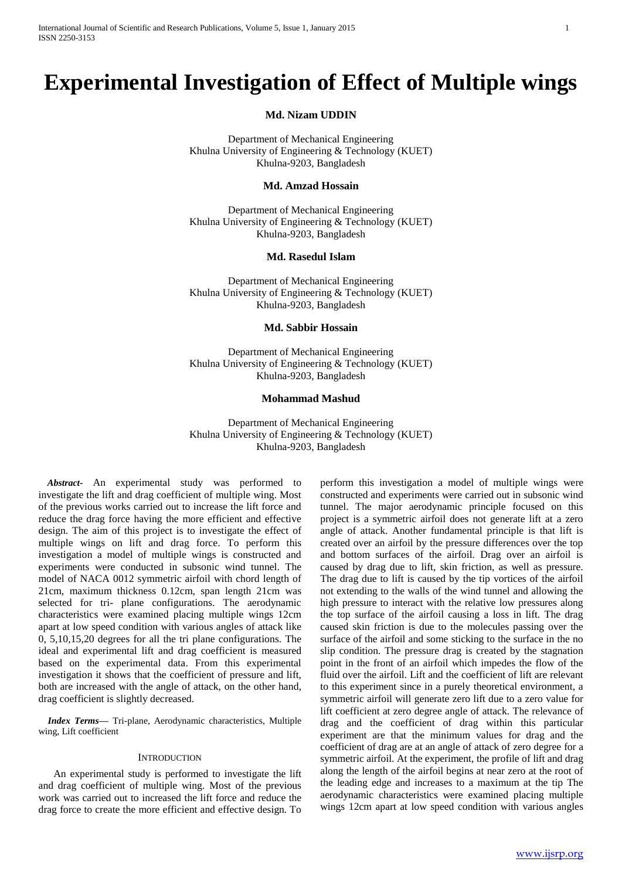# Experimental Investigation of Effect of Multiple wings

**Md. Nizam UDDIN**

Department of Mechanical Engineering
Khulna University of Engineering & Technology (KUET)
Khulna-9203, Bangladesh

**Md. Amzad Hossain**

Department of Mechanical Engineering
Khulna University of Engineering & Technology (KUET)
Khulna-9203, Bangladesh

**Md. Rasedul Islam**

Department of Mechanical Engineering
Khulna University of Engineering & Technology (KUET)
Khulna-9203, Bangladesh

**Md. Sabbir Hossain**

Department of Mechanical Engineering
Khulna University of Engineering & Technology (KUET)
Khulna-9203, Bangladesh

**Mohammad Mashud**

Department of Mechanical Engineering
Khulna University of Engineering & Technology (KUET)
Khulna-9203, Bangladesh

***Abstract-*** An experimental study was performed to investigate the lift and drag coefficient of multiple wing. Most of the previous works carried out to increase the lift force and reduce the drag force having the more efficient and effective design. The aim of this project is to investigate the effect of multiple wings on lift and drag force. To perform this investigation a model of multiple wings is constructed and experiments were conducted in subsonic wind tunnel. The model of NACA 0012 symmetric airfoil with chord length of 21cm, maximum thickness 0.12cm, span length 21cm was selected for tri- plane configurations. The aerodynamic characteristics were examined placing multiple wings 12cm apart at low speed condition with various angles of attack like 0, 5,10,15,20 degrees for all the tri plane configurations. The ideal and experimental lift and drag coefficient is measured based on the experimental data. From this experimental investigation it shows that the coefficient of pressure and lift, both are increased with the angle of attack, on the other hand, drag coefficient is slightly decreased.

***Index Terms—*** Tri-plane, Aerodynamic characteristics, Multiple wing, Lift coefficient

## INTRODUCTION

An experimental study is performed to investigate the lift and drag coefficient of multiple wing. Most of the previous work was carried out to increased the lift force and reduce the drag force to create the more efficient and effective design. To perform this investigation a model of multiple wings were constructed and experiments were carried out in subsonic wind tunnel. The major aerodynamic principle focused on this project is a symmetric airfoil does not generate lift at a zero angle of attack. Another fundamental principle is that lift is created over an airfoil by the pressure differences over the top and bottom surfaces of the airfoil. Drag over an airfoil is caused by drag due to lift, skin friction, as well as pressure. The drag due to lift is caused by the tip vortices of the airfoil not extending to the walls of the wind tunnel and allowing the high pressure to interact with the relative low pressures along the top surface of the airfoil causing a loss in lift. The drag caused skin friction is due to the molecules passing over the surface of the airfoil and some sticking to the surface in the no slip condition. The pressure drag is created by the stagnation point in the front of an airfoil which impedes the flow of the fluid over the airfoil. Lift and the coefficient of lift are relevant to this experiment since in a purely theoretical environment, a symmetric airfoil will generate zero lift due to a zero value for lift coefficient at zero degree angle of attack. The relevance of drag and the coefficient of drag within this particular experiment are that the minimum values for drag and the coefficient of drag are at an angle of attack of zero degree for a symmetric airfoil. At the experiment, the profile of lift and drag along the length of the airfoil begins at near zero at the root of the leading edge and increases to a maximum at the tip The aerodynamic characteristics were examined placing multiple wings 12cm apart at low speed condition with various angles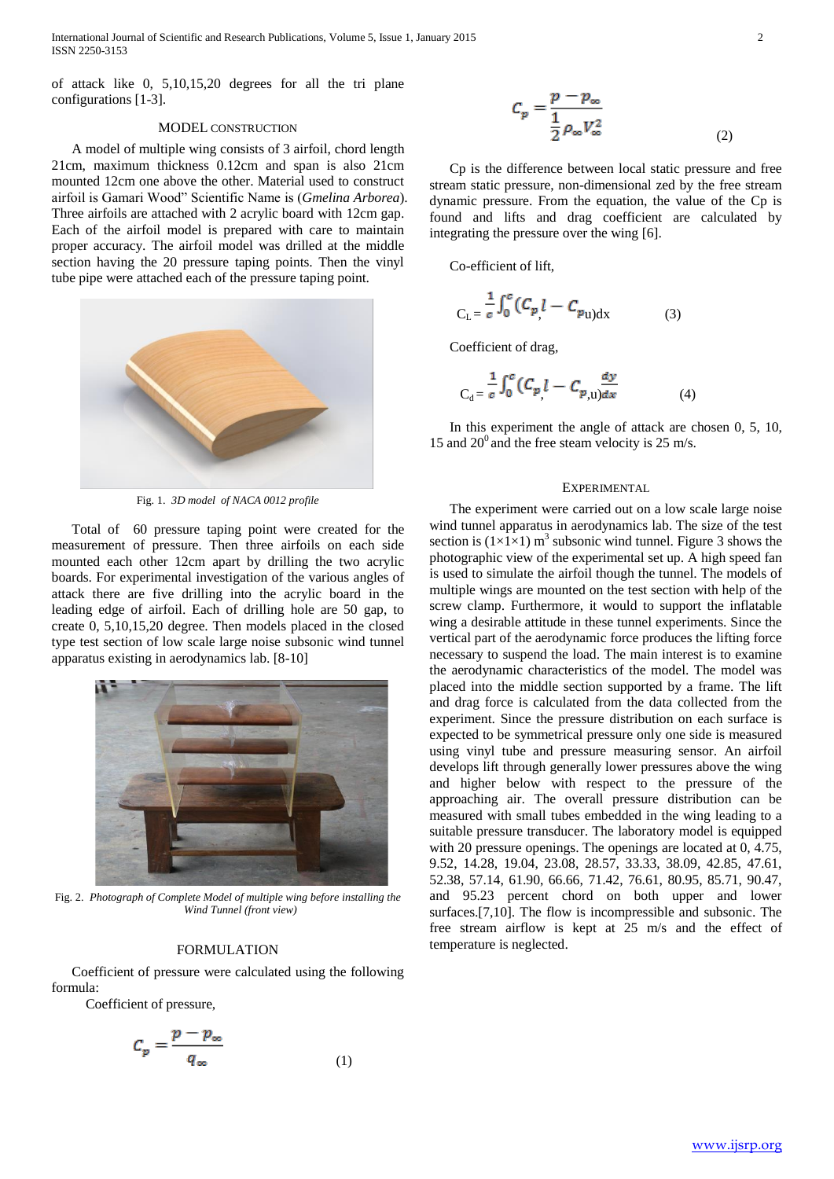of attack like 0, 5,10,15,20 degrees for all the tri plane configurations [1-3].

## MODEL CONSTRUCTION

A model of multiple wing consists of 3 airfoil, chord length 21cm, maximum thickness 0.12cm and span is also 21cm mounted 12cm one above the other. Material used to construct airfoil is Gamari Wood" Scientific Name is (*Gmelina Arborea*). Three airfoils are attached with 2 acrylic board with 12cm gap. Each of the airfoil model is prepared with care to maintain proper accuracy. The airfoil model was drilled at the middle section having the 20 pressure taping points. Then the vinyl tube pipe were attached each of the pressure taping point.

Fig. 1. *3D model of NACA 0012 profile*

Total of 60 pressure taping point were created for the measurement of pressure. Then three airfoils on each side mounted each other 12cm apart by drilling the two acrylic boards. For experimental investigation of the various angles of attack there are five drilling into the acrylic board in the leading edge of airfoil. Each of drilling hole are 50 gap, to create 0, 5,10,15,20 degree. Then models placed in the closed type test section of low scale large noise subsonic wind tunnel apparatus existing in aerodynamics lab. [8-10]

Fig. 2. *Photograph of Complete Model of multiple wing before installing the Wind Tunnel (front view)*

## FORMULATION

Coefficient of pressure were calculated using the following formula:

Coefficient of pressure,

$$C_p = \frac{p - p_\infty}{q_\infty} \tag{1}$$

$$C_p = \frac{p - p_\infty}{\frac{1}{2}\rho_\infty V_\infty^2} \tag{2}$$

Cp is the difference between local static pressure and free stream static pressure, non-dimensional zed by the free stream dynamic pressure. From the equation, the value of the Cp is found and lifts and drag coefficient are calculated by integrating the pressure over the wing [6].

Co-efficient of lift,

$$C_L = \frac{1}{c}\int_0^c (C_{p,l} - C_{p,u})dx \tag{3}$$

Coefficient of drag,

$$C_d = \frac{1}{c}\int_0^c (C_{p,l} - C_{p,u})\frac{dy}{dx} \tag{4}$$

In this experiment the angle of attack are chosen 0, 5, 10, 15 and $20^0$ and the free steam velocity is 25 m/s.

## EXPERIMENTAL

The experiment were carried out on a low scale large noise wind tunnel apparatus in aerodynamics lab. The size of the test section is $(1\times1\times1)$ $m^3$ subsonic wind tunnel. Figure 3 shows the photographic view of the experimental set up. A high speed fan is used to simulate the airfoil though the tunnel. The models of multiple wings are mounted on the test section with help of the screw clamp. Furthermore, it would to support the inflatable wing a desirable attitude in these tunnel experiments. Since the vertical part of the aerodynamic force produces the lifting force necessary to suspend the load. The main interest is to examine the aerodynamic characteristics of the model. The model was placed into the middle section supported by a frame. The lift and drag force is calculated from the data collected from the experiment. Since the pressure distribution on each surface is expected to be symmetrical pressure only one side is measured using vinyl tube and pressure measuring sensor. An airfoil develops lift through generally lower pressures above the wing and higher below with respect to the pressure of the approaching air. The overall pressure distribution can be measured with small tubes embedded in the wing leading to a suitable pressure transducer. The laboratory model is equipped with 20 pressure openings. The openings are located at 0, 4.75, 9.52, 14.28, 19.04, 23.08, 28.57, 33.33, 38.09, 42.85, 47.61, 52.38, 57.14, 61.90, 66.66, 71.42, 76.61, 80.95, 85.71, 90.47, and 95.23 percent chord on both upper and lower surfaces.[7,10]. The flow is incompressible and subsonic. The free stream airflow is kept at 25 m/s and the effect of temperature is neglected.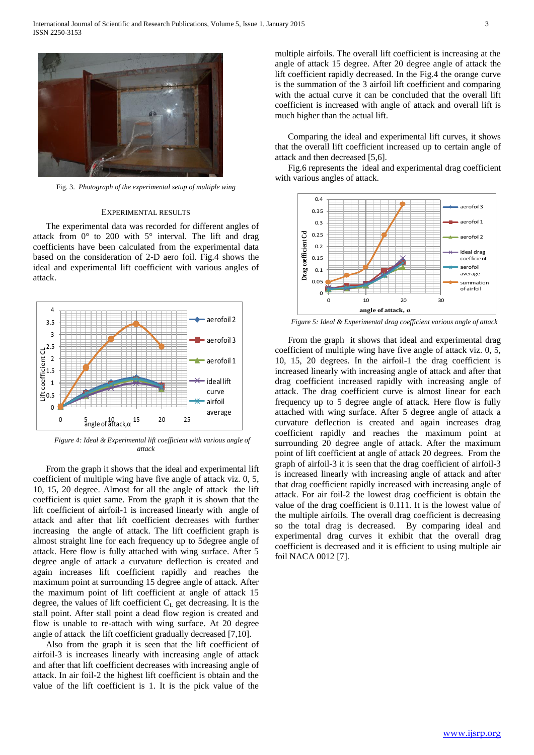Fig. 3. *Photograph of the experimental setup of multiple wing*

## EXPERIMENTAL RESULTS

The experimental data was recorded for different angles of attack from 0° to 200 with 5° interval. The lift and drag coefficients have been calculated from the experimental data based on the consideration of 2-D aero foil. Fig.4 shows the ideal and experimental lift coefficient with various angles of attack.

*Figure 4: Ideal & Experimental lift coefficient with various angle of attack*

From the graph it shows that the ideal and experimental lift coefficient of multiple wing have five angle of attack viz. 0, 5, 10, 15, 20 degree. Almost for all the angle of attack the lift coefficient is quiet same. From the graph it is shown that the lift coefficient of airfoil-1 is increased linearly with angle of attack and after that lift coefficient decreases with further increasing the angle of attack. The lift coefficient graph is almost straight line for each frequency up to 5degree angle of attack. Here flow is fully attached with wing surface. After 5 degree angle of attack a curvature deflection is created and again increases lift coefficient rapidly and reaches the maximum point at surrounding 15 degree angle of attack. After the maximum point of lift coefficient at angle of attack 15 degree, the values of lift coefficient $C_L$ get decreasing. It is the stall point. After stall point a dead flow region is created and flow is unable to re-attach with wing surface. At 20 degree angle of attack the lift coefficient gradually decreased [7,10].

Also from the graph it is seen that the lift coefficient of airfoil-3 is increases linearly with increasing angle of attack and after that lift coefficient decreases with increasing angle of attack. In air foil-2 the highest lift coefficient is obtain and the value of the lift coefficient is 1. It is the pick value of the multiple airfoils. The overall lift coefficient is increasing at the angle of attack 15 degree. After 20 degree angle of attack the lift coefficient rapidly decreased. In the Fig.4 the orange curve is the summation of the 3 airfoil lift coefficient and comparing with the actual curve it can be concluded that the overall lift coefficient is increased with angle of attack and overall lift is much higher than the actual lift.

Comparing the ideal and experimental lift curves, it shows that the overall lift coefficient increased up to certain angle of attack and then decreased [5,6].

Fig.6 represents the ideal and experimental drag coefficient with various angles of attack.

*Figure 5: Ideal & Experimental drag coefficient various angle of attack*

From the graph it shows that ideal and experimental drag coefficient of multiple wing have five angle of attack viz. 0, 5, 10, 15, 20 degrees. In the airfoil-1 the drag coefficient is increased linearly with increasing angle of attack and after that drag coefficient increased rapidly with increasing angle of attack. The drag coefficient curve is almost linear for each frequency up to 5 degree angle of attack. Here flow is fully attached with wing surface. After 5 degree angle of attack a curvature deflection is created and again increases drag coefficient rapidly and reaches the maximum point at surrounding 20 degree angle of attack. After the maximum point of lift coefficient at angle of attack 20 degrees. From the graph of airfoil-3 it is seen that the drag coefficient of airfoil-3 is increased linearly with increasing angle of attack and after that drag coefficient rapidly increased with increasing angle of attack. For air foil-2 the lowest drag coefficient is obtain the value of the drag coefficient is 0.111. It is the lowest value of the multiple airfoils. The overall drag coefficient is decreasing so the total drag is decreased. By comparing ideal and experimental drag curves it exhibit that the overall drag coefficient is decreased and it is efficient to using multiple air foil NACA 0012 [7].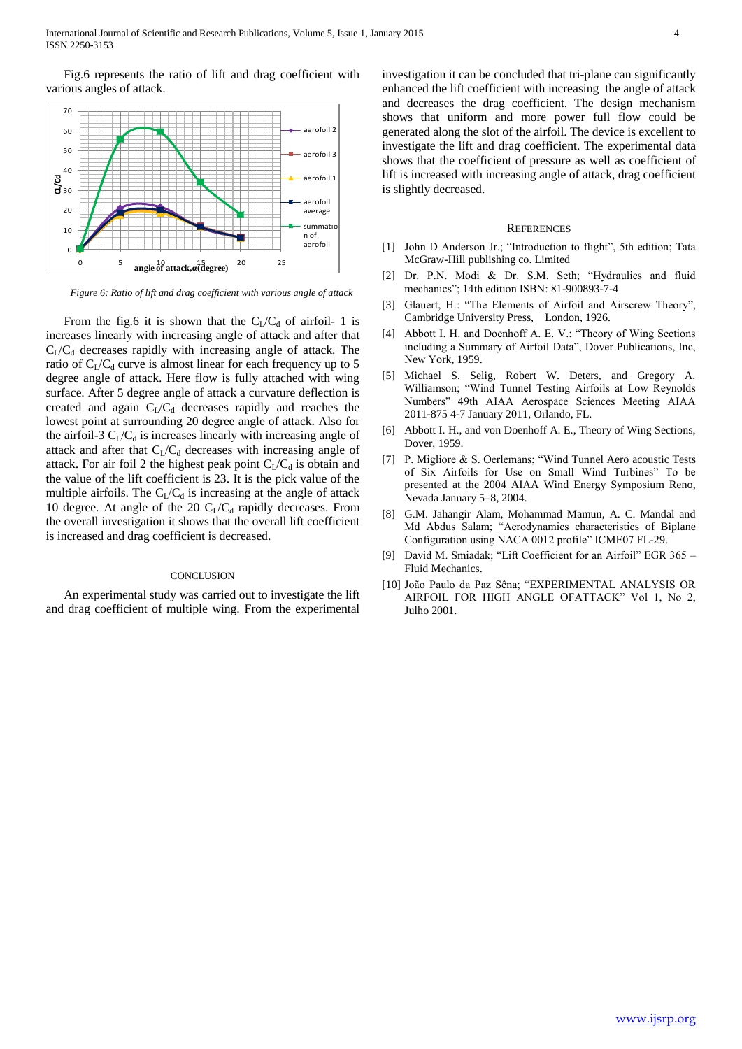Fig.6 represents the ratio of lift and drag coefficient with various angles of attack.

70
60
50
40
30
20
10
0
Cl/Cd
0 5 10 15 20 25
angle of attack,α(degree)
aerofoil 2
aerofoil 3
aerofoil 1
aerofoil average
summation of aerofoil

*Figure 6: Ratio of lift and drag coefficient with various angle of attack*

From the fig.6 it is shown that the $C_L/C_d$ of airfoil- 1 is increases linearly with increasing angle of attack and after that $C_L/C_d$ decreases rapidly with increasing angle of attack. The ratio of $C_L/C_d$ curve is almost linear for each frequency up to 5 degree angle of attack. Here flow is fully attached with wing surface. After 5 degree angle of attack a curvature deflection is created and again $C_L/C_d$ decreases rapidly and reaches the lowest point at surrounding 20 degree angle of attack. Also for the airfoil-3 $C_L/C_d$ is increases linearly with increasing angle of attack and after that $C_L/C_d$ decreases with increasing angle of attack. For air foil 2 the highest peak point $C_L/C_d$ is obtain and the value of the lift coefficient is 23. It is the pick value of the multiple airfoils. The $C_L/C_d$ is increasing at the angle of attack 10 degree. At angle of the 20 $C_L/C_d$ rapidly decreases. From the overall investigation it shows that the overall lift coefficient is increased and drag coefficient is decreased.

## CONCLUSION

An experimental study was carried out to investigate the lift and drag coefficient of multiple wing. From the experimental investigation it can be concluded that tri-plane can significantly enhanced the lift coefficient with increasing the angle of attack and decreases the drag coefficient. The design mechanism shows that uniform and more power full flow could be generated along the slot of the airfoil. The device is excellent to investigate the lift and drag coefficient. The experimental data shows that the coefficient of pressure as well as coefficient of lift is increased with increasing angle of attack, drag coefficient is slightly decreased.

## REFERENCES

[1] John D Anderson Jr.; "Introduction to flight", 5th edition; Tata McGraw-Hill publishing co. Limited

[2] Dr. P.N. Modi & Dr. S.M. Seth; "Hydraulics and fluid mechanics"; 14th edition ISBN: 81-900893-7-4

[3] Glauert, H.: "The Elements of Airfoil and Airscrew Theory", Cambridge University Press, London, 1926.

[4] Abbott I. H. and Doenhoff A. E. V.: "Theory of Wing Sections including a Summary of Airfoil Data", Dover Publications, Inc, New York, 1959.

[5] Michael S. Selig, Robert W. Deters, and Gregory A. Williamson; "Wind Tunnel Testing Airfoils at Low Reynolds Numbers" 49th AIAA Aerospace Sciences Meeting AIAA 2011-875 4-7 January 2011, Orlando, FL.

[6] Abbott I. H., and von Doenhoff A. E., Theory of Wing Sections, Dover, 1959.

[7] P. Migliore & S. Oerlemans; "Wind Tunnel Aero acoustic Tests of Six Airfoils for Use on Small Wind Turbines" To be presented at the 2004 AIAA Wind Energy Symposium Reno, Nevada January 5–8, 2004.

[8] G.M. Jahangir Alam, Mohammad Mamun, A. C. Mandal and Md Abdus Salam; "Aerodynamics characteristics of Biplane Configuration using NACA 0012 profile" ICME07 FL-29.

[9] David M. Smiadak; "Lift Coefficient for an Airfoil" EGR 365 – Fluid Mechanics.

[10] João Paulo da Paz Sêna; "EXPERIMENTAL ANALYSIS OR AIRFOIL FOR HIGH ANGLE OFATTACK" Vol 1, No 2, Julho 2001.